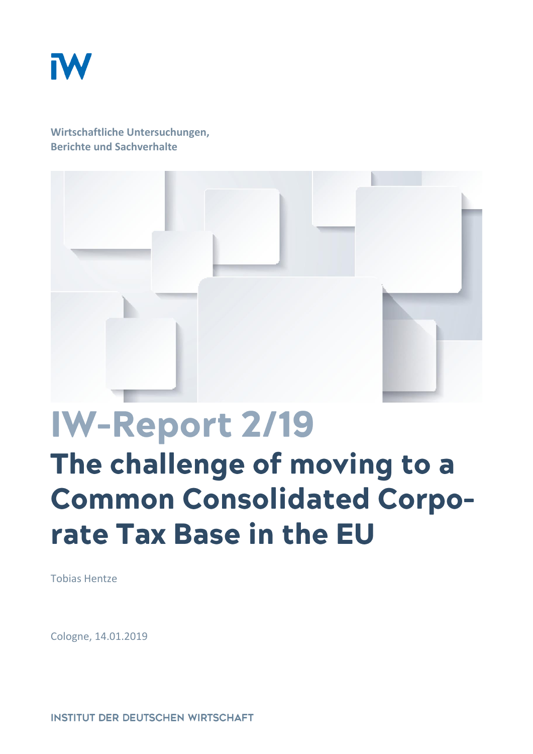Wirtschaftliche Untersuchungen,
Berichte und Sachverhalte

# IW-Report 2/19

## The challenge of moving to a Common Consolidated Corporate Tax Base in the EU

Tobias Hentze

Cologne, 14.01.2019

INSTITUT DER DEUTSCHEN WIRTSCHAFT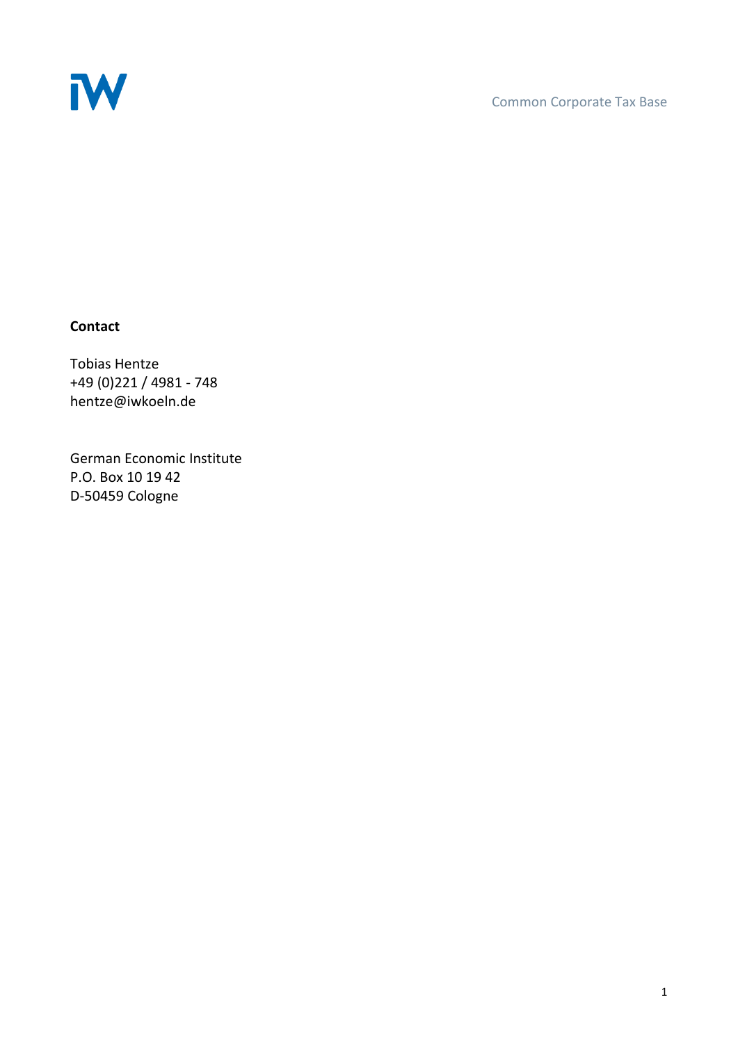**Contact**

Tobias Hentze
+49 (0)221 / 4981 - 748
hentze@iwkoeln.de

German Economic Institute
P.O. Box 10 19 42
D-50459 Cologne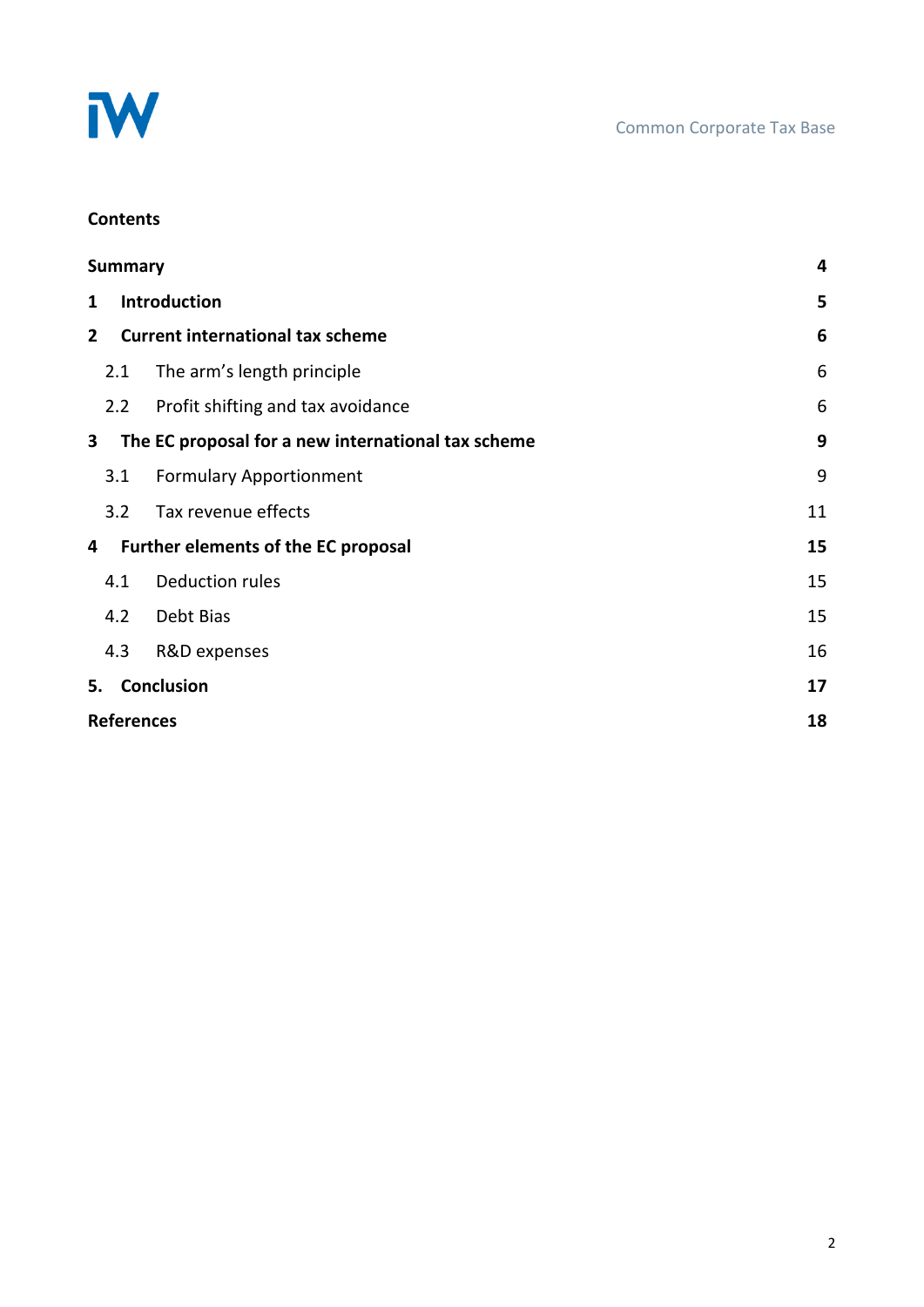**Contents**

| | |
|---|---|
| **Summary** | **4** |
| **1 Introduction** | **5** |
| **2 Current international tax scheme** | **6** |
| 2.1 The arm's length principle | 6 |
| 2.2 Profit shifting and tax avoidance | 6 |
| **3 The EC proposal for a new international tax scheme** | **9** |
| 3.1 Formulary Apportionment | 9 |
| 3.2 Tax revenue effects | 11 |
| **4 Further elements of the EC proposal** | **15** |
| 4.1 Deduction rules | 15 |
| 4.2 Debt Bias | 15 |
| 4.3 R&D expenses | 16 |
| **5. Conclusion** | **17** |
| **References** | **18** |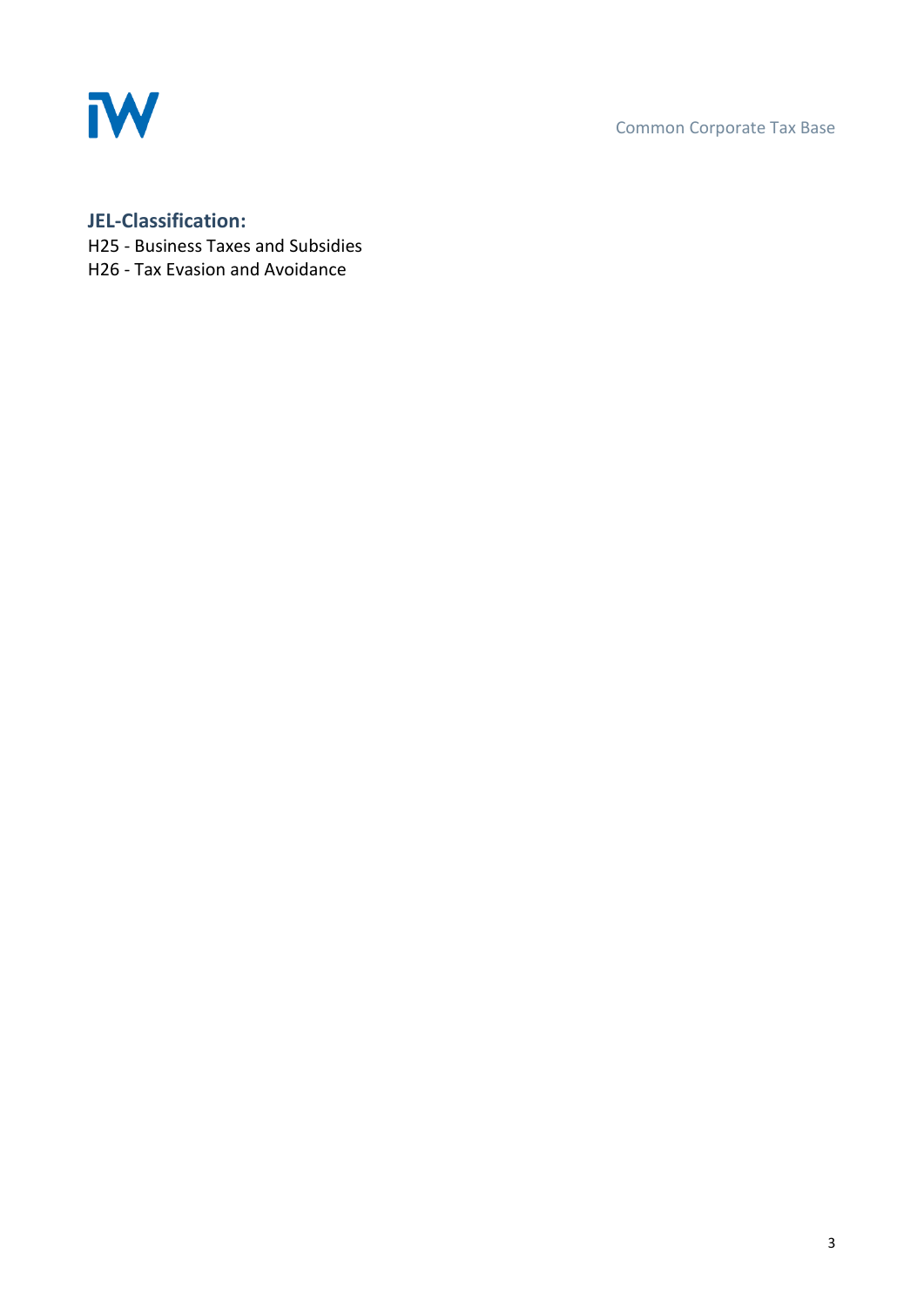## JEL-Classification:

H25 - Business Taxes and Subsidies
H26 - Tax Evasion and Avoidance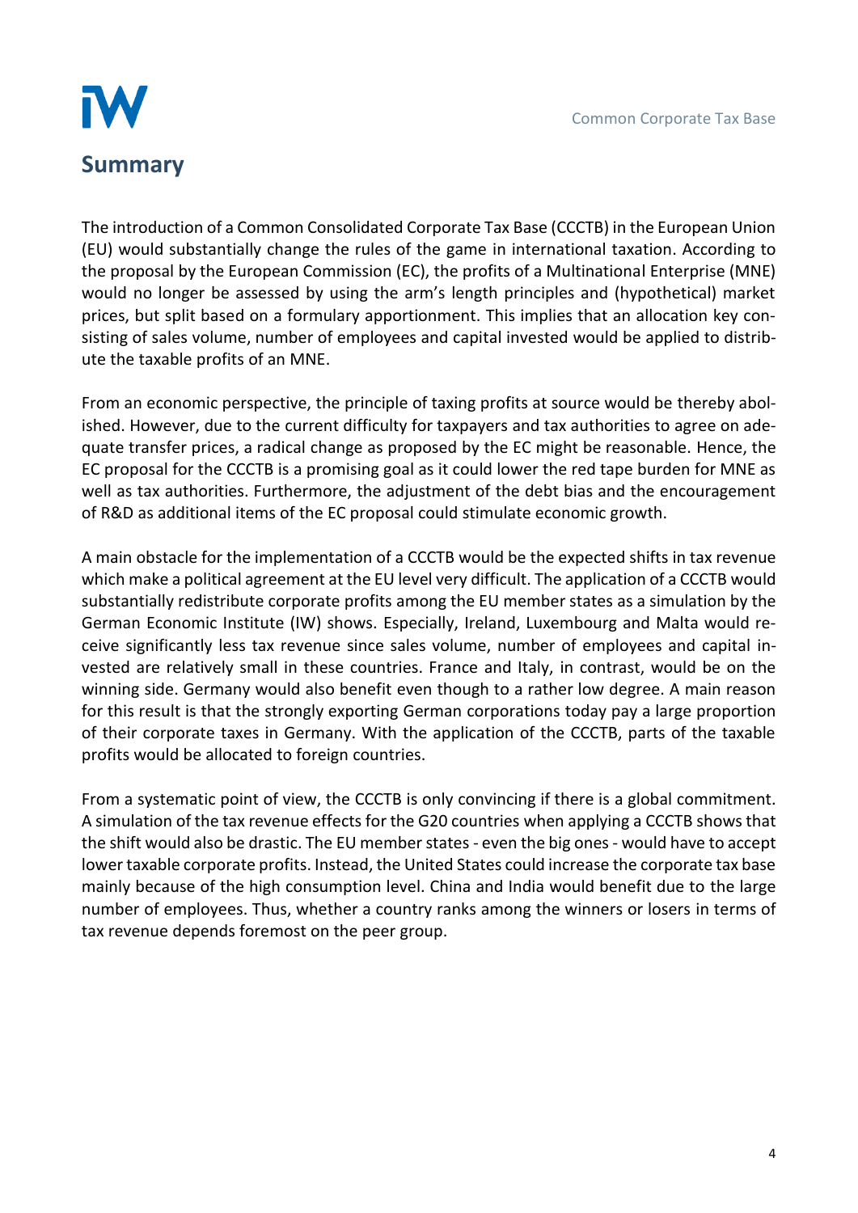# Summary

The introduction of a Common Consolidated Corporate Tax Base (CCCTB) in the European Union (EU) would substantially change the rules of the game in international taxation. According to the proposal by the European Commission (EC), the profits of a Multinational Enterprise (MNE) would no longer be assessed by using the arm's length principles and (hypothetical) market prices, but split based on a formulary apportionment. This implies that an allocation key consisting of sales volume, number of employees and capital invested would be applied to distribute the taxable profits of an MNE.

From an economic perspective, the principle of taxing profits at source would be thereby abolished. However, due to the current difficulty for taxpayers and tax authorities to agree on adequate transfer prices, a radical change as proposed by the EC might be reasonable. Hence, the EC proposal for the CCCTB is a promising goal as it could lower the red tape burden for MNE as well as tax authorities. Furthermore, the adjustment of the debt bias and the encouragement of R&D as additional items of the EC proposal could stimulate economic growth.

A main obstacle for the implementation of a CCCTB would be the expected shifts in tax revenue which make a political agreement at the EU level very difficult. The application of a CCCTB would substantially redistribute corporate profits among the EU member states as a simulation by the German Economic Institute (IW) shows. Especially, Ireland, Luxembourg and Malta would receive significantly less tax revenue since sales volume, number of employees and capital invested are relatively small in these countries. France and Italy, in contrast, would be on the winning side. Germany would also benefit even though to a rather low degree. A main reason for this result is that the strongly exporting German corporations today pay a large proportion of their corporate taxes in Germany. With the application of the CCCTB, parts of the taxable profits would be allocated to foreign countries.

From a systematic point of view, the CCCTB is only convincing if there is a global commitment. A simulation of the tax revenue effects for the G20 countries when applying a CCCTB shows that the shift would also be drastic. The EU member states - even the big ones - would have to accept lower taxable corporate profits. Instead, the United States could increase the corporate tax base mainly because of the high consumption level. China and India would benefit due to the large number of employees. Thus, whether a country ranks among the winners or losers in terms of tax revenue depends foremost on the peer group.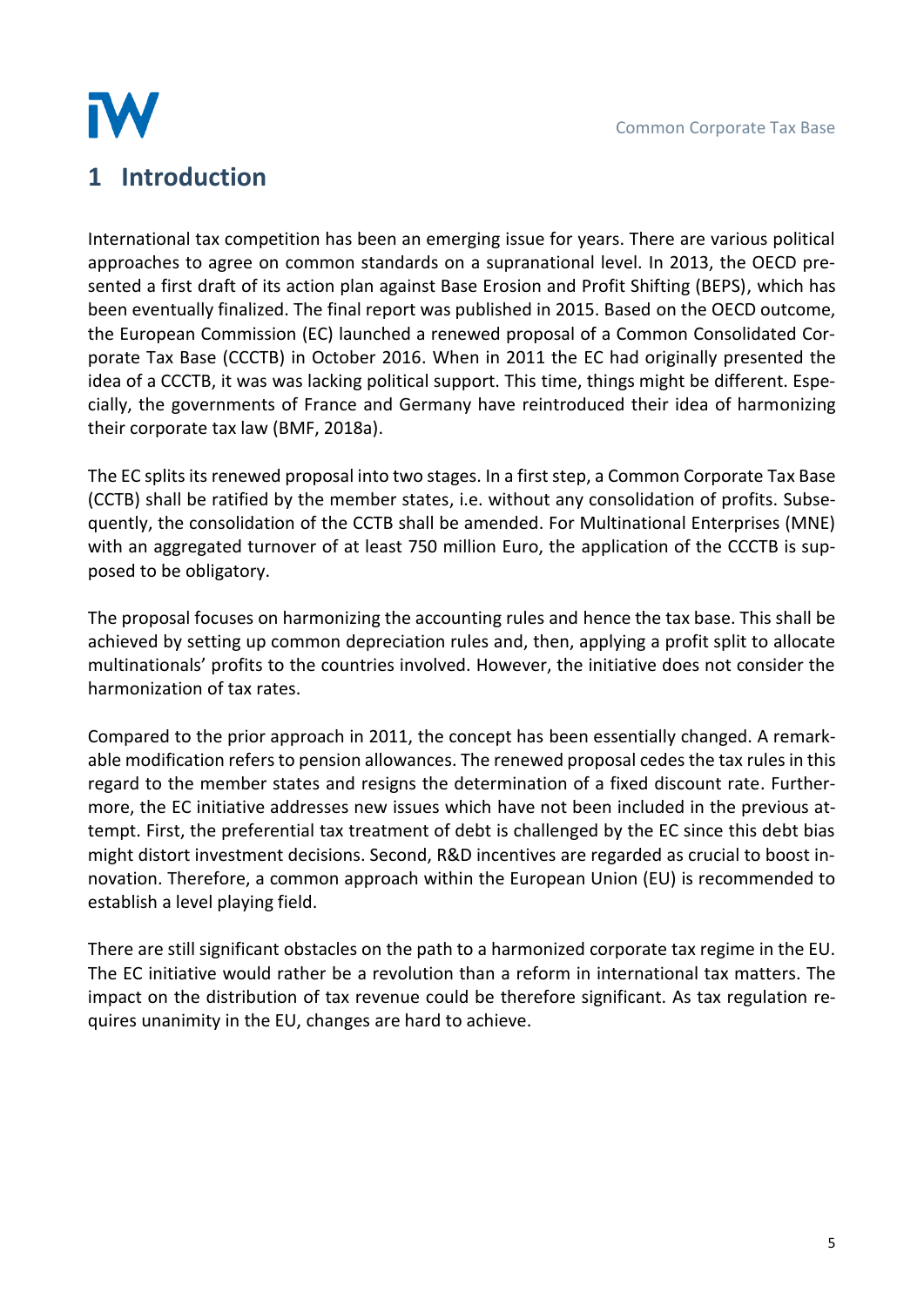# 1 Introduction

International tax competition has been an emerging issue for years. There are various political approaches to agree on common standards on a supranational level. In 2013, the OECD presented a first draft of its action plan against Base Erosion and Profit Shifting (BEPS), which has been eventually finalized. The final report was published in 2015. Based on the OECD outcome, the European Commission (EC) launched a renewed proposal of a Common Consolidated Corporate Tax Base (CCCTB) in October 2016. When in 2011 the EC had originally presented the idea of a CCCTB, it was was lacking political support. This time, things might be different. Especially, the governments of France and Germany have reintroduced their idea of harmonizing their corporate tax law (BMF, 2018a).

The EC splits its renewed proposal into two stages. In a first step, a Common Corporate Tax Base (CCTB) shall be ratified by the member states, i.e. without any consolidation of profits. Subsequently, the consolidation of the CCTB shall be amended. For Multinational Enterprises (MNE) with an aggregated turnover of at least 750 million Euro, the application of the CCCTB is supposed to be obligatory.

The proposal focuses on harmonizing the accounting rules and hence the tax base. This shall be achieved by setting up common depreciation rules and, then, applying a profit split to allocate multinationals' profits to the countries involved. However, the initiative does not consider the harmonization of tax rates.

Compared to the prior approach in 2011, the concept has been essentially changed. A remarkable modification refers to pension allowances. The renewed proposal cedes the tax rules in this regard to the member states and resigns the determination of a fixed discount rate. Furthermore, the EC initiative addresses new issues which have not been included in the previous attempt. First, the preferential tax treatment of debt is challenged by the EC since this debt bias might distort investment decisions. Second, R&D incentives are regarded as crucial to boost innovation. Therefore, a common approach within the European Union (EU) is recommended to establish a level playing field.

There are still significant obstacles on the path to a harmonized corporate tax regime in the EU. The EC initiative would rather be a revolution than a reform in international tax matters. The impact on the distribution of tax revenue could be therefore significant. As tax regulation requires unanimity in the EU, changes are hard to achieve.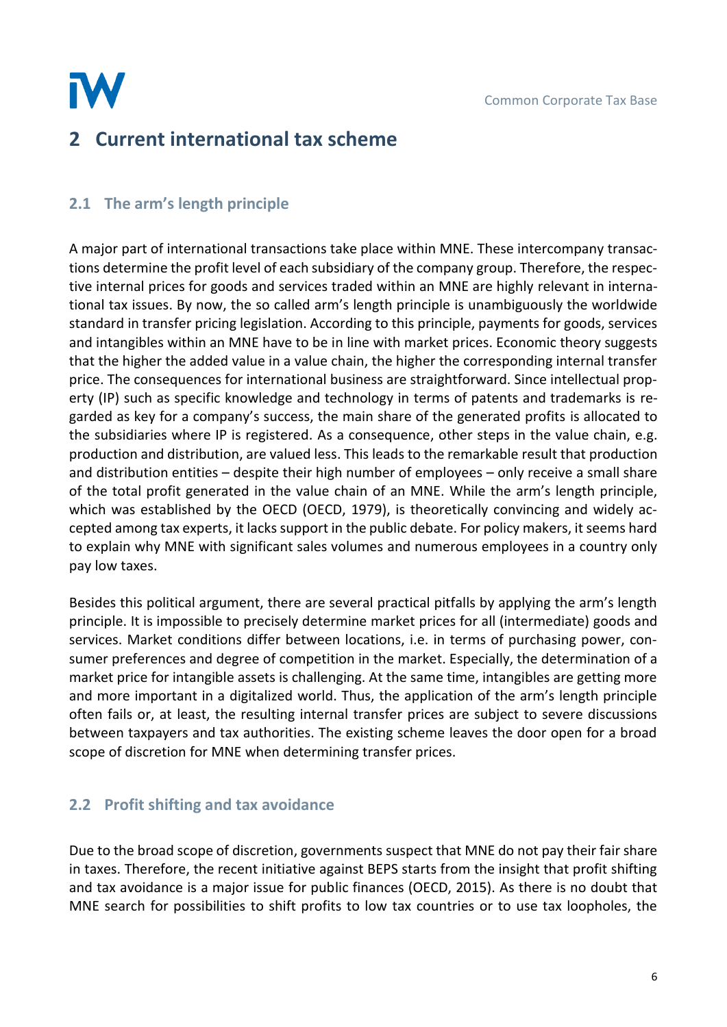# 2 Current international tax scheme

## 2.1 The arm's length principle

A major part of international transactions take place within MNE. These intercompany transactions determine the profit level of each subsidiary of the company group. Therefore, the respective internal prices for goods and services traded within an MNE are highly relevant in international tax issues. By now, the so called arm's length principle is unambiguously the worldwide standard in transfer pricing legislation. According to this principle, payments for goods, services and intangibles within an MNE have to be in line with market prices. Economic theory suggests that the higher the added value in a value chain, the higher the corresponding internal transfer price. The consequences for international business are straightforward. Since intellectual property (IP) such as specific knowledge and technology in terms of patents and trademarks is regarded as key for a company's success, the main share of the generated profits is allocated to the subsidiaries where IP is registered. As a consequence, other steps in the value chain, e.g. production and distribution, are valued less. This leads to the remarkable result that production and distribution entities – despite their high number of employees – only receive a small share of the total profit generated in the value chain of an MNE. While the arm's length principle, which was established by the OECD (OECD, 1979), is theoretically convincing and widely accepted among tax experts, it lacks support in the public debate. For policy makers, it seems hard to explain why MNE with significant sales volumes and numerous employees in a country only pay low taxes.

Besides this political argument, there are several practical pitfalls by applying the arm's length principle. It is impossible to precisely determine market prices for all (intermediate) goods and services. Market conditions differ between locations, i.e. in terms of purchasing power, consumer preferences and degree of competition in the market. Especially, the determination of a market price for intangible assets is challenging. At the same time, intangibles are getting more and more important in a digitalized world. Thus, the application of the arm's length principle often fails or, at least, the resulting internal transfer prices are subject to severe discussions between taxpayers and tax authorities. The existing scheme leaves the door open for a broad scope of discretion for MNE when determining transfer prices.

## 2.2 Profit shifting and tax avoidance

Due to the broad scope of discretion, governments suspect that MNE do not pay their fair share in taxes. Therefore, the recent initiative against BEPS starts from the insight that profit shifting and tax avoidance is a major issue for public finances (OECD, 2015). As there is no doubt that MNE search for possibilities to shift profits to low tax countries or to use tax loopholes, the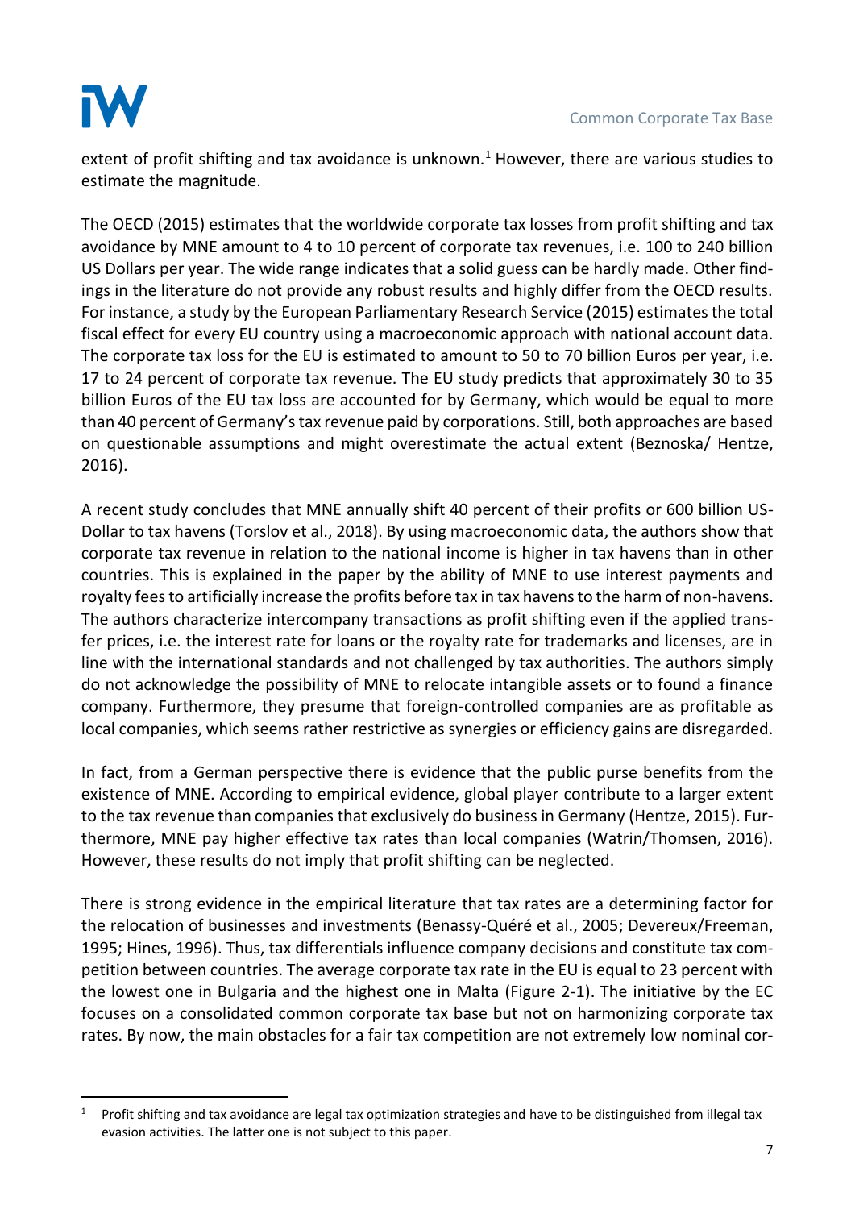extent of profit shifting and tax avoidance is unknown.[1] However, there are various studies to estimate the magnitude.

The OECD (2015) estimates that the worldwide corporate tax losses from profit shifting and tax avoidance by MNE amount to 4 to 10 percent of corporate tax revenues, i.e. 100 to 240 billion US Dollars per year. The wide range indicates that a solid guess can be hardly made. Other findings in the literature do not provide any robust results and highly differ from the OECD results. For instance, a study by the European Parliamentary Research Service (2015) estimates the total fiscal effect for every EU country using a macroeconomic approach with national account data. The corporate tax loss for the EU is estimated to amount to 50 to 70 billion Euros per year, i.e. 17 to 24 percent of corporate tax revenue. The EU study predicts that approximately 30 to 35 billion Euros of the EU tax loss are accounted for by Germany, which would be equal to more than 40 percent of Germany's tax revenue paid by corporations. Still, both approaches are based on questionable assumptions and might overestimate the actual extent (Beznoska/ Hentze, 2016).

A recent study concludes that MNE annually shift 40 percent of their profits or 600 billion US-Dollar to tax havens (Torslov et al., 2018). By using macroeconomic data, the authors show that corporate tax revenue in relation to the national income is higher in tax havens than in other countries. This is explained in the paper by the ability of MNE to use interest payments and royalty fees to artificially increase the profits before tax in tax havens to the harm of non-havens. The authors characterize intercompany transactions as profit shifting even if the applied transfer prices, i.e. the interest rate for loans or the royalty rate for trademarks and licenses, are in line with the international standards and not challenged by tax authorities. The authors simply do not acknowledge the possibility of MNE to relocate intangible assets or to found a finance company. Furthermore, they presume that foreign-controlled companies are as profitable as local companies, which seems rather restrictive as synergies or efficiency gains are disregarded.

In fact, from a German perspective there is evidence that the public purse benefits from the existence of MNE. According to empirical evidence, global player contribute to a larger extent to the tax revenue than companies that exclusively do business in Germany (Hentze, 2015). Furthermore, MNE pay higher effective tax rates than local companies (Watrin/Thomsen, 2016). However, these results do not imply that profit shifting can be neglected.

There is strong evidence in the empirical literature that tax rates are a determining factor for the relocation of businesses and investments (Benassy-Quéré et al., 2005; Devereux/Freeman, 1995; Hines, 1996). Thus, tax differentials influence company decisions and constitute tax competition between countries. The average corporate tax rate in the EU is equal to 23 percent with the lowest one in Bulgaria and the highest one in Malta (Figure 2-1). The initiative by the EC focuses on a consolidated common corporate tax base but not on harmonizing corporate tax rates. By now, the main obstacles for a fair tax competition are not extremely low nominal cor-

[1] Profit shifting and tax avoidance are legal tax optimization strategies and have to be distinguished from illegal tax evasion activities. The latter one is not subject to this paper.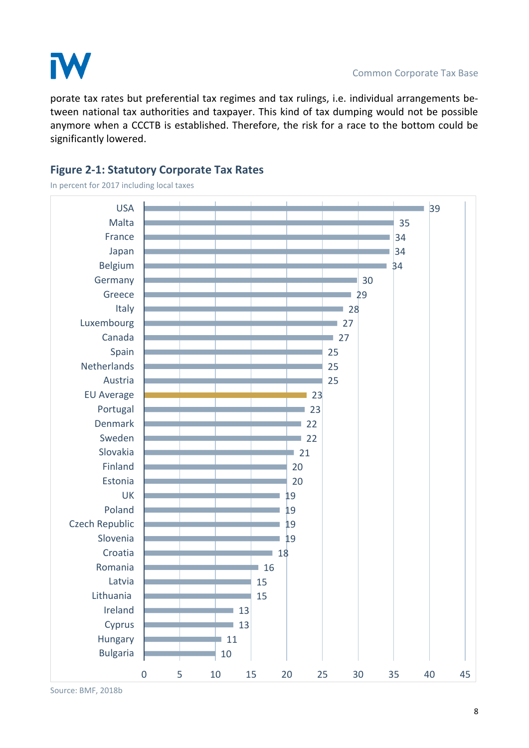porate tax rates but preferential tax regimes and tax rulings, i.e. individual arrangements between national tax authorities and taxpayer. This kind of tax dumping would not be possible anymore when a CCCTB is established. Therefore, the risk for a race to the bottom could be significantly lowered.

### Figure 2-1: Statutory Corporate Tax Rates

In percent for 2017 including local taxes

| Country | Rate |
|---|---|
| USA | 39 |
| Malta | 35 |
| France | 34 |
| Japan | 34 |
| Belgium | 34 |
| Germany | 30 |
| Greece | 29 |
| Italy | 28 |
| Luxembourg | 27 |
| Canada | 27 |
| Spain | 25 |
| Netherlands | 25 |
| Austria | 25 |
| EU Average | 23 |
| Portugal | 23 |
| Denmark | 22 |
| Sweden | 22 |
| Slovakia | 21 |
| Finland | 20 |
| Estonia | 20 |
| UK | 19 |
| Poland | 19 |
| Czech Republic | 19 |
| Slovenia | 19 |
| Croatia | 18 |
| Romania | 16 |
| Latvia | 15 |
| Lithuania | 15 |
| Ireland | 13 |
| Cyprus | 13 |
| Hungary | 11 |
| Bulgaria | 10 |

Source: BMF, 2018b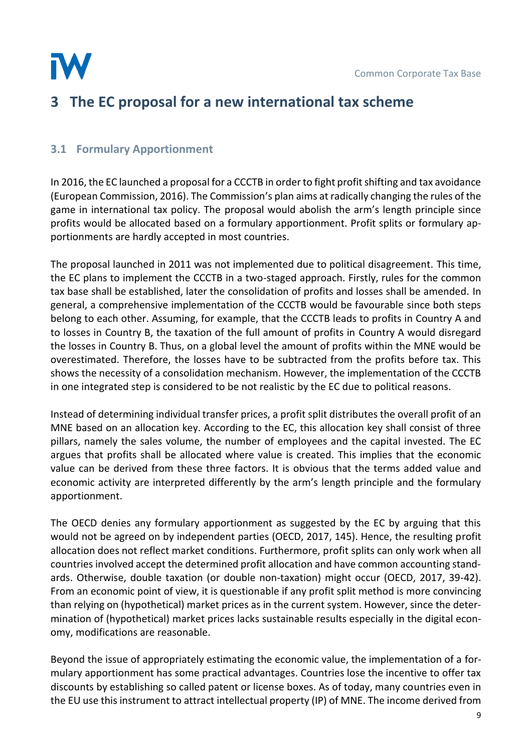# 3 The EC proposal for a new international tax scheme

## 3.1 Formulary Apportionment

In 2016, the EC launched a proposal for a CCCTB in order to fight profit shifting and tax avoidance (European Commission, 2016). The Commission's plan aims at radically changing the rules of the game in international tax policy. The proposal would abolish the arm's length principle since profits would be allocated based on a formulary apportionment. Profit splits or formulary apportionments are hardly accepted in most countries.

The proposal launched in 2011 was not implemented due to political disagreement. This time, the EC plans to implement the CCCTB in a two-staged approach. Firstly, rules for the common tax base shall be established, later the consolidation of profits and losses shall be amended. In general, a comprehensive implementation of the CCCTB would be favourable since both steps belong to each other. Assuming, for example, that the CCCTB leads to profits in Country A and to losses in Country B, the taxation of the full amount of profits in Country A would disregard the losses in Country B. Thus, on a global level the amount of profits within the MNE would be overestimated. Therefore, the losses have to be subtracted from the profits before tax. This shows the necessity of a consolidation mechanism. However, the implementation of the CCCTB in one integrated step is considered to be not realistic by the EC due to political reasons.

Instead of determining individual transfer prices, a profit split distributes the overall profit of an MNE based on an allocation key. According to the EC, this allocation key shall consist of three pillars, namely the sales volume, the number of employees and the capital invested. The EC argues that profits shall be allocated where value is created. This implies that the economic value can be derived from these three factors. It is obvious that the terms added value and economic activity are interpreted differently by the arm's length principle and the formulary apportionment.

The OECD denies any formulary apportionment as suggested by the EC by arguing that this would not be agreed on by independent parties (OECD, 2017, 145). Hence, the resulting profit allocation does not reflect market conditions. Furthermore, profit splits can only work when all countries involved accept the determined profit allocation and have common accounting standards. Otherwise, double taxation (or double non-taxation) might occur (OECD, 2017, 39-42). From an economic point of view, it is questionable if any profit split method is more convincing than relying on (hypothetical) market prices as in the current system. However, since the determination of (hypothetical) market prices lacks sustainable results especially in the digital economy, modifications are reasonable.

Beyond the issue of appropriately estimating the economic value, the implementation of a formulary apportionment has some practical advantages. Countries lose the incentive to offer tax discounts by establishing so called patent or license boxes. As of today, many countries even in the EU use this instrument to attract intellectual property (IP) of MNE. The income derived from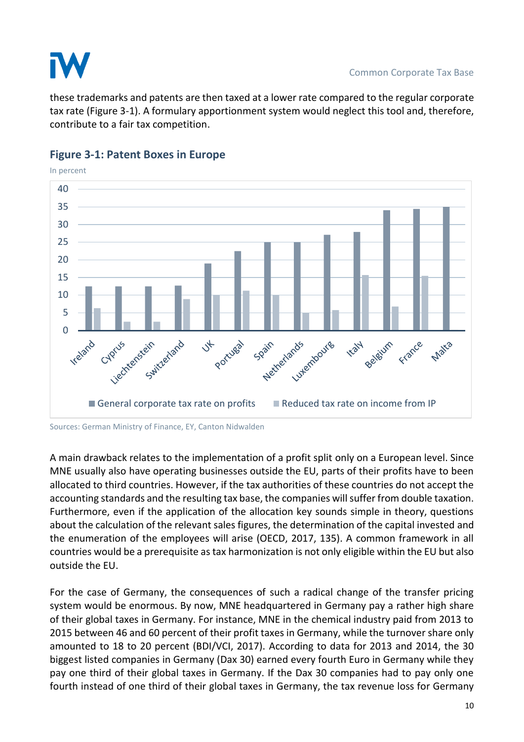these trademarks and patents are then taxed at a lower rate compared to the regular corporate tax rate (Figure 3-1). A formulary apportionment system would neglect this tool and, therefore, contribute to a fair tax competition.

### Figure 3-1: Patent Boxes in Europe

In percent

Sources: German Ministry of Finance, EY, Canton Nidwalden

A main drawback relates to the implementation of a profit split only on a European level. Since MNE usually also have operating businesses outside the EU, parts of their profits have to been allocated to third countries. However, if the tax authorities of these countries do not accept the accounting standards and the resulting tax base, the companies will suffer from double taxation. Furthermore, even if the application of the allocation key sounds simple in theory, questions about the calculation of the relevant sales figures, the determination of the capital invested and the enumeration of the employees will arise (OECD, 2017, 135). A common framework in all countries would be a prerequisite as tax harmonization is not only eligible within the EU but also outside the EU.

For the case of Germany, the consequences of such a radical change of the transfer pricing system would be enormous. By now, MNE headquartered in Germany pay a rather high share of their global taxes in Germany. For instance, MNE in the chemical industry paid from 2013 to 2015 between 46 and 60 percent of their profit taxes in Germany, while the turnover share only amounted to 18 to 20 percent (BDI/VCI, 2017). According to data for 2013 and 2014, the 30 biggest listed companies in Germany (Dax 30) earned every fourth Euro in Germany while they pay one third of their global taxes in Germany. If the Dax 30 companies had to pay only one fourth instead of one third of their global taxes in Germany, the tax revenue loss for Germany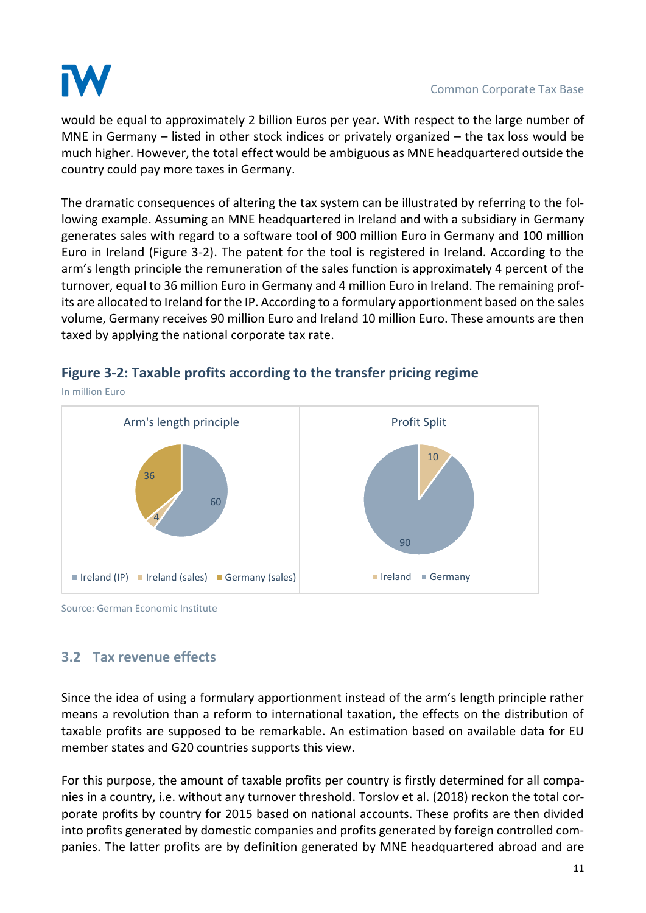would be equal to approximately 2 billion Euros per year. With respect to the large number of MNE in Germany – listed in other stock indices or privately organized – the tax loss would be much higher. However, the total effect would be ambiguous as MNE headquartered outside the country could pay more taxes in Germany.

The dramatic consequences of altering the tax system can be illustrated by referring to the following example. Assuming an MNE headquartered in Ireland and with a subsidiary in Germany generates sales with regard to a software tool of 900 million Euro in Germany and 100 million Euro in Ireland (Figure 3-2). The patent for the tool is registered in Ireland. According to the arm's length principle the remuneration of the sales function is approximately 4 percent of the turnover, equal to 36 million Euro in Germany and 4 million Euro in Ireland. The remaining profits are allocated to Ireland for the IP. According to a formulary apportionment based on the sales volume, Germany receives 90 million Euro and Ireland 10 million Euro. These amounts are then taxed by applying the national corporate tax rate.

**Figure 3-2: Taxable profits according to the transfer pricing regime**

In million Euro

| Arm's length principle | |
|---|---|
| Ireland (IP) | 60 |
| Ireland (sales) | 4 |
| Germany (sales) | 36 |

| Profit Split | |
|---|---|
| Ireland | 10 |
| Germany | 90 |

Source: German Economic Institute

## 3.2 Tax revenue effects

Since the idea of using a formulary apportionment instead of the arm's length principle rather means a revolution than a reform to international taxation, the effects on the distribution of taxable profits are supposed to be remarkable. An estimation based on available data for EU member states and G20 countries supports this view.

For this purpose, the amount of taxable profits per country is firstly determined for all companies in a country, i.e. without any turnover threshold. Torslov et al. (2018) reckon the total corporate profits by country for 2015 based on national accounts. These profits are then divided into profits generated by domestic companies and profits generated by foreign controlled companies. The latter profits are by definition generated by MNE headquartered abroad and are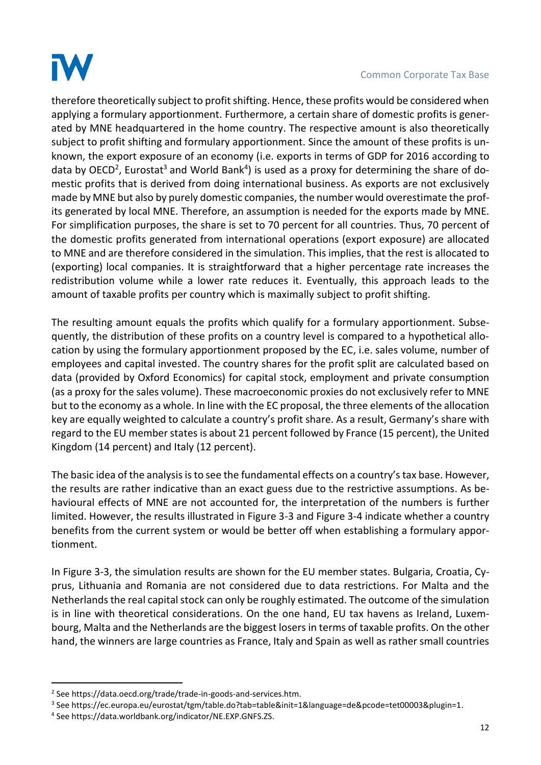therefore theoretically subject to profit shifting. Hence, these profits would be considered when applying a formulary apportionment. Furthermore, a certain share of domestic profits is generated by MNE headquartered in the home country. The respective amount is also theoretically subject to profit shifting and formulary apportionment. Since the amount of these profits is unknown, the export exposure of an economy (i.e. exports in terms of GDP for 2016 according to data by OECD[2], Eurostat[3] and World Bank[4]) is used as a proxy for determining the share of domestic profits that is derived from doing international business. As exports are not exclusively made by MNE but also by purely domestic companies, the number would overestimate the profits generated by local MNE. Therefore, an assumption is needed for the exports made by MNE. For simplification purposes, the share is set to 70 percent for all countries. Thus, 70 percent of the domestic profits generated from international operations (export exposure) are allocated to MNE and are therefore considered in the simulation. This implies, that the rest is allocated to (exporting) local companies. It is straightforward that a higher percentage rate increases the redistribution volume while a lower rate reduces it. Eventually, this approach leads to the amount of taxable profits per country which is maximally subject to profit shifting.

The resulting amount equals the profits which qualify for a formulary apportionment. Subsequently, the distribution of these profits on a country level is compared to a hypothetical allocation by using the formulary apportionment proposed by the EC, i.e. sales volume, number of employees and capital invested. The country shares for the profit split are calculated based on data (provided by Oxford Economics) for capital stock, employment and private consumption (as a proxy for the sales volume). These macroeconomic proxies do not exclusively refer to MNE but to the economy as a whole. In line with the EC proposal, the three elements of the allocation key are equally weighted to calculate a country's profit share. As a result, Germany's share with regard to the EU member states is about 21 percent followed by France (15 percent), the United Kingdom (14 percent) and Italy (12 percent).

The basic idea of the analysis is to see the fundamental effects on a country's tax base. However, the results are rather indicative than an exact guess due to the restrictive assumptions. As behavioural effects of MNE are not accounted for, the interpretation of the numbers is further limited. However, the results illustrated in Figure 3-3 and Figure 3-4 indicate whether a country benefits from the current system or would be better off when establishing a formulary apportionment.

In Figure 3-3, the simulation results are shown for the EU member states. Bulgaria, Croatia, Cyprus, Lithuania and Romania are not considered due to data restrictions. For Malta and the Netherlands the real capital stock can only be roughly estimated. The outcome of the simulation is in line with theoretical considerations. On the one hand, EU tax havens as Ireland, Luxembourg, Malta and the Netherlands are the biggest losers in terms of taxable profits. On the other hand, the winners are large countries as France, Italy and Spain as well as rather small countries

---

[2] See https://data.oecd.org/trade/trade-in-goods-and-services.htm.

[3] See https://ec.europa.eu/eurostat/tgm/table.do?tab=table&init=1&language=de&pcode=tet00003&plugin=1.

[4] See https://data.worldbank.org/indicator/NE.EXP.GNFS.ZS.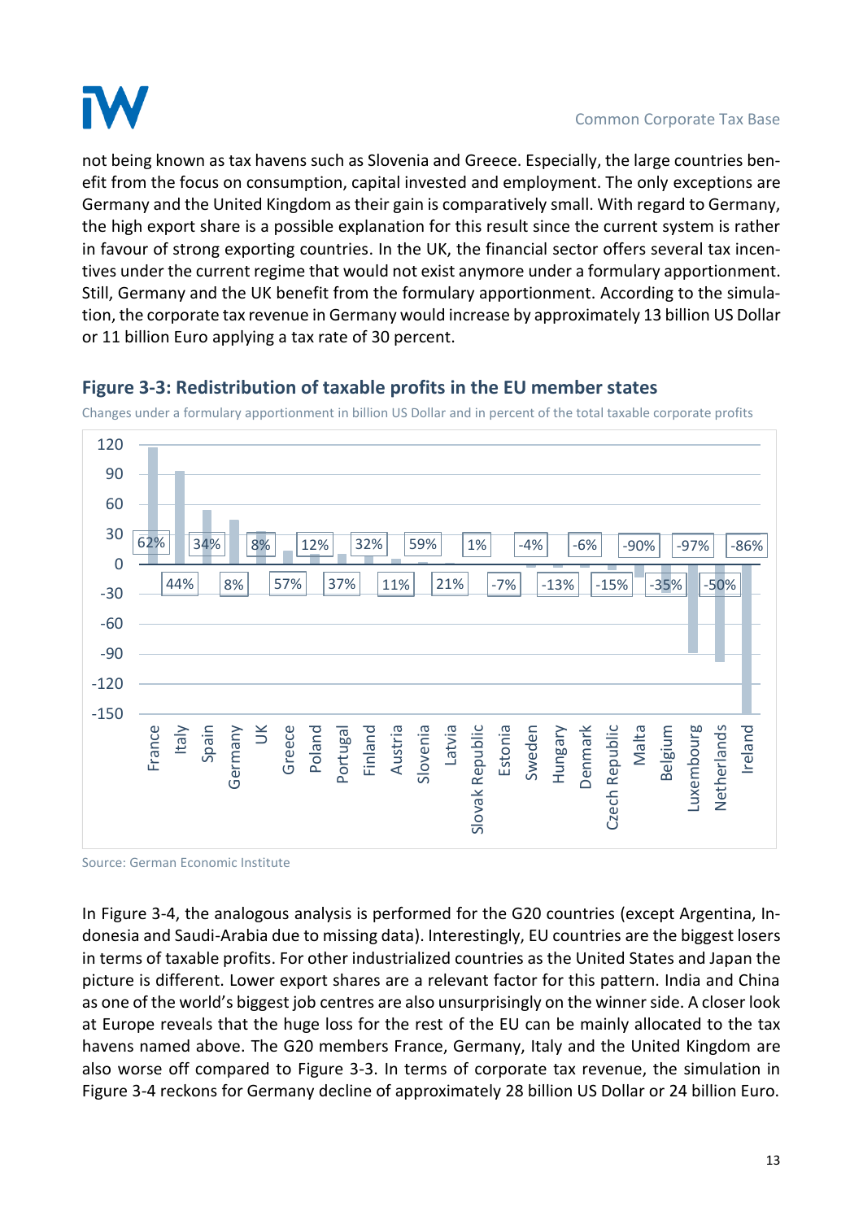not being known as tax havens such as Slovenia and Greece. Especially, the large countries benefit from the focus on consumption, capital invested and employment. The only exceptions are Germany and the United Kingdom as their gain is comparatively small. With regard to Germany, the high export share is a possible explanation for this result since the current system is rather in favour of strong exporting countries. In the UK, the financial sector offers several tax incentives under the current regime that would not exist anymore under a formulary apportionment. Still, Germany and the UK benefit from the formulary apportionment. According to the simulation, the corporate tax revenue in Germany would increase by approximately 13 billion US Dollar or 11 billion Euro applying a tax rate of 30 percent.

### Figure 3-3: Redistribution of taxable profits in the EU member states

Changes under a formulary apportionment in billion US Dollar and in percent of the total taxable corporate profits

| Country | Change in percent |
|---|---|
| France | 62% |
| Italy | 44% |
| Spain | 34% |
| Germany | 8% |
| UK | 8% |
| Greece | 57% |
| Poland | 12% |
| Portugal | 37% |
| Finland | 32% |
| Austria | 11% |
| Slovenia | 59% |
| Latvia | 21% |
| Slovak Republic | 1% |
| Estonia | -7% |
| Sweden | -4% |
| Hungary | -13% |
| Denmark | -6% |
| Czech Republic | -15% |
| Malta | -90% |
| Belgium | -35% |
| Luxembourg | -97% |
| Netherlands | -50% |
| Ireland | -86% |

Source: German Economic Institute

In Figure 3-4, the analogous analysis is performed for the G20 countries (except Argentina, Indonesia and Saudi-Arabia due to missing data). Interestingly, EU countries are the biggest losers in terms of taxable profits. For other industrialized countries as the United States and Japan the picture is different. Lower export shares are a relevant factor for this pattern. India and China as one of the world's biggest job centres are also unsurprisingly on the winner side. A closer look at Europe reveals that the huge loss for the rest of the EU can be mainly allocated to the tax havens named above. The G20 members France, Germany, Italy and the United Kingdom are also worse off compared to Figure 3-3. In terms of corporate tax revenue, the simulation in Figure 3-4 reckons for Germany decline of approximately 28 billion US Dollar or 24 billion Euro.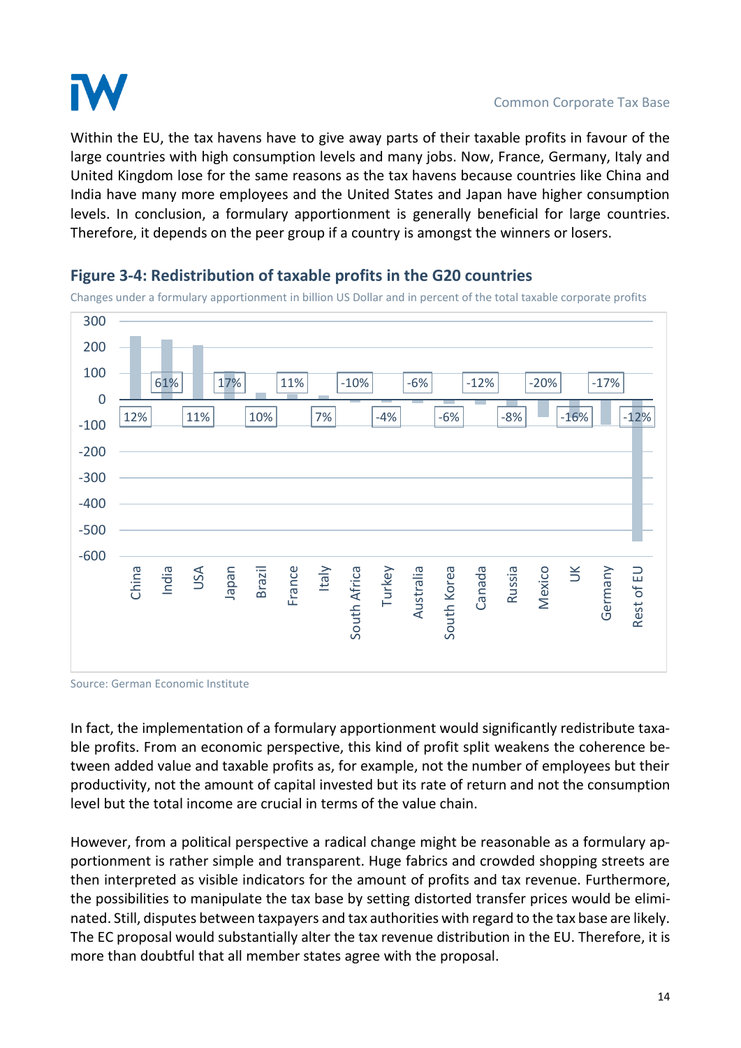Within the EU, the tax havens have to give away parts of their taxable profits in favour of the large countries with high consumption levels and many jobs. Now, France, Germany, Italy and United Kingdom lose for the same reasons as the tax havens because countries like China and India have many more employees and the United States and Japan have higher consumption levels. In conclusion, a formulary apportionment is generally beneficial for large countries. Therefore, it depends on the peer group if a country is amongst the winners or losers.

## Figure 3-4: Redistribution of taxable profits in the G20 countries

Changes under a formulary apportionment in billion US Dollar and in percent of the total taxable corporate profits

| Country | Percent |
|---|---|
| China | 12% |
| India | 61% |
| USA | 11% |
| Japan | 17% |
| Brazil | 10% |
| France | 11% |
| Italy | 7% |
| South Africa | -10% |
| Turkey | -4% |
| Australia | -6% |
| South Korea | -6% |
| Canada | -12% |
| Russia | -8% |
| Mexico | -20% |
| UK | -16% |
| Germany | -17% |
| Rest of EU | -12% |

Source: German Economic Institute

In fact, the implementation of a formulary apportionment would significantly redistribute taxable profits. From an economic perspective, this kind of profit split weakens the coherence between added value and taxable profits as, for example, not the number of employees but their productivity, not the amount of capital invested but its rate of return and not the consumption level but the total income are crucial in terms of the value chain.

However, from a political perspective a radical change might be reasonable as a formulary apportionment is rather simple and transparent. Huge fabrics and crowded shopping streets are then interpreted as visible indicators for the amount of profits and tax revenue. Furthermore, the possibilities to manipulate the tax base by setting distorted transfer prices would be eliminated. Still, disputes between taxpayers and tax authorities with regard to the tax base are likely. The EC proposal would substantially alter the tax revenue distribution in the EU. Therefore, it is more than doubtful that all member states agree with the proposal.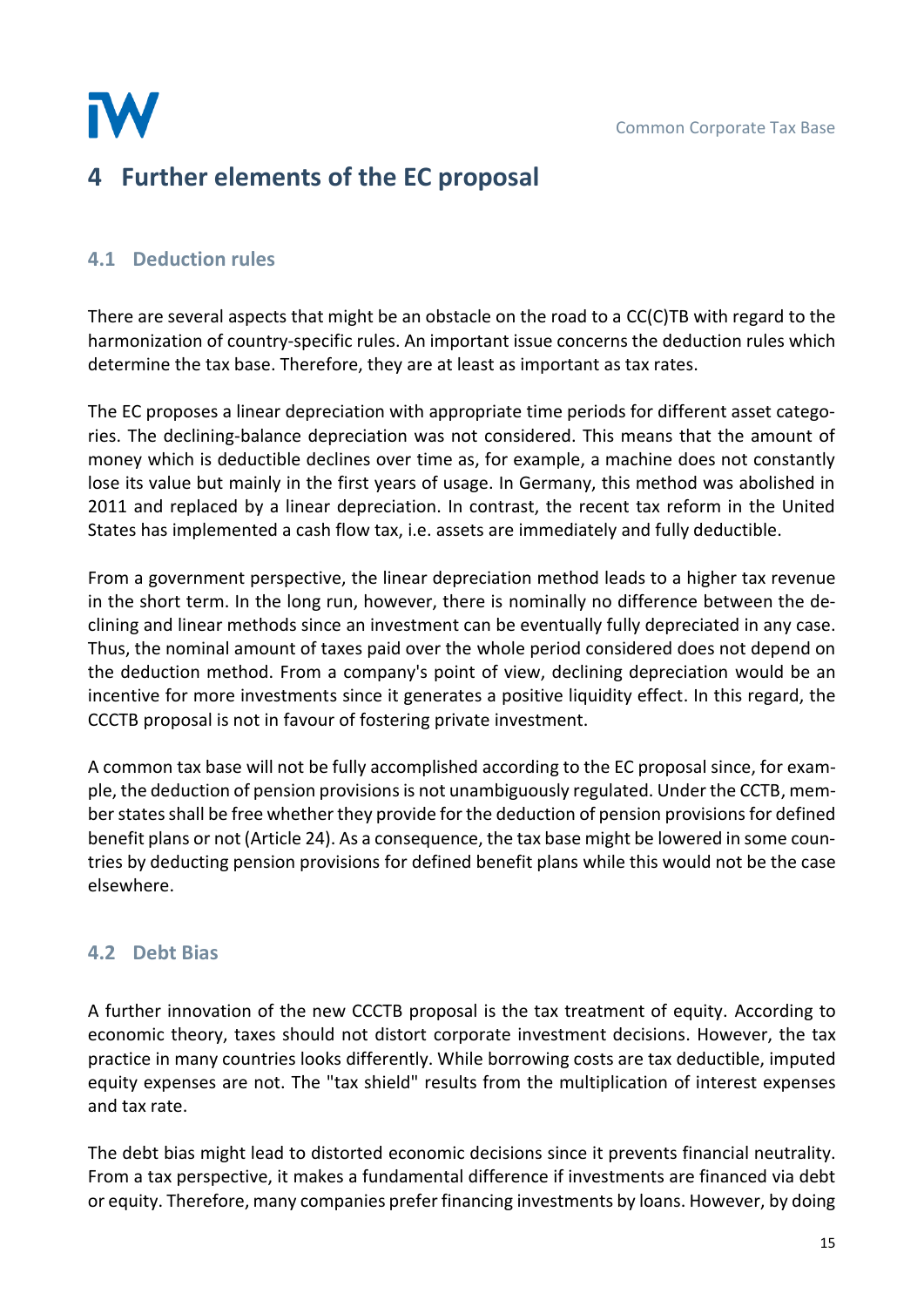# 4 Further elements of the EC proposal

## 4.1 Deduction rules

There are several aspects that might be an obstacle on the road to a CC(C)TB with regard to the harmonization of country-specific rules. An important issue concerns the deduction rules which determine the tax base. Therefore, they are at least as important as tax rates.

The EC proposes a linear depreciation with appropriate time periods for different asset categories. The declining-balance depreciation was not considered. This means that the amount of money which is deductible declines over time as, for example, a machine does not constantly lose its value but mainly in the first years of usage. In Germany, this method was abolished in 2011 and replaced by a linear depreciation. In contrast, the recent tax reform in the United States has implemented a cash flow tax, i.e. assets are immediately and fully deductible.

From a government perspective, the linear depreciation method leads to a higher tax revenue in the short term. In the long run, however, there is nominally no difference between the declining and linear methods since an investment can be eventually fully depreciated in any case. Thus, the nominal amount of taxes paid over the whole period considered does not depend on the deduction method. From a company's point of view, declining depreciation would be an incentive for more investments since it generates a positive liquidity effect. In this regard, the CCCTB proposal is not in favour of fostering private investment.

A common tax base will not be fully accomplished according to the EC proposal since, for example, the deduction of pension provisions is not unambiguously regulated. Under the CCTB, member states shall be free whether they provide for the deduction of pension provisions for defined benefit plans or not (Article 24). As a consequence, the tax base might be lowered in some countries by deducting pension provisions for defined benefit plans while this would not be the case elsewhere.

## 4.2 Debt Bias

A further innovation of the new CCCTB proposal is the tax treatment of equity. According to economic theory, taxes should not distort corporate investment decisions. However, the tax practice in many countries looks differently. While borrowing costs are tax deductible, imputed equity expenses are not. The "tax shield" results from the multiplication of interest expenses and tax rate.

The debt bias might lead to distorted economic decisions since it prevents financial neutrality. From a tax perspective, it makes a fundamental difference if investments are financed via debt or equity. Therefore, many companies prefer financing investments by loans. However, by doing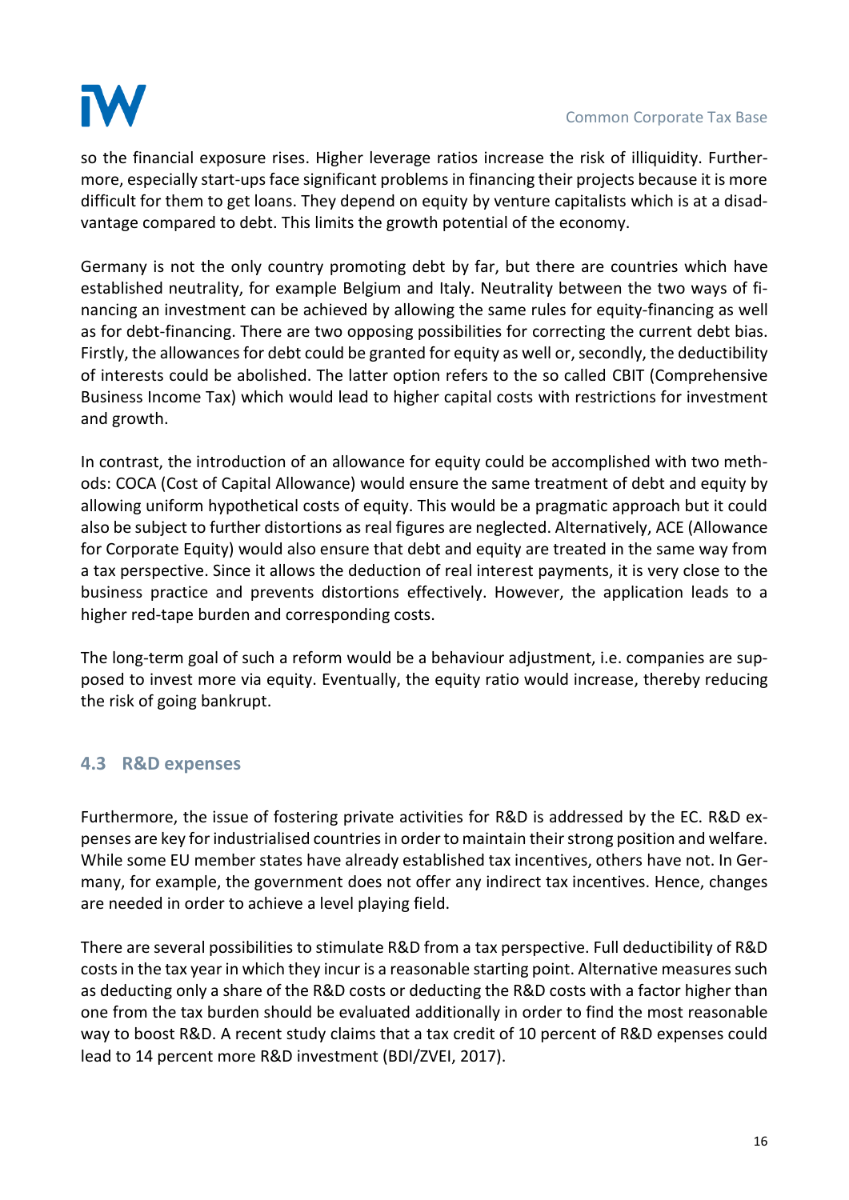so the financial exposure rises. Higher leverage ratios increase the risk of illiquidity. Furthermore, especially start-ups face significant problems in financing their projects because it is more difficult for them to get loans. They depend on equity by venture capitalists which is at a disadvantage compared to debt. This limits the growth potential of the economy.

Germany is not the only country promoting debt by far, but there are countries which have established neutrality, for example Belgium and Italy. Neutrality between the two ways of financing an investment can be achieved by allowing the same rules for equity-financing as well as for debt-financing. There are two opposing possibilities for correcting the current debt bias. Firstly, the allowances for debt could be granted for equity as well or, secondly, the deductibility of interests could be abolished. The latter option refers to the so called CBIT (Comprehensive Business Income Tax) which would lead to higher capital costs with restrictions for investment and growth.

In contrast, the introduction of an allowance for equity could be accomplished with two methods: COCA (Cost of Capital Allowance) would ensure the same treatment of debt and equity by allowing uniform hypothetical costs of equity. This would be a pragmatic approach but it could also be subject to further distortions as real figures are neglected. Alternatively, ACE (Allowance for Corporate Equity) would also ensure that debt and equity are treated in the same way from a tax perspective. Since it allows the deduction of real interest payments, it is very close to the business practice and prevents distortions effectively. However, the application leads to a higher red-tape burden and corresponding costs.

The long-term goal of such a reform would be a behaviour adjustment, i.e. companies are supposed to invest more via equity. Eventually, the equity ratio would increase, thereby reducing the risk of going bankrupt.

## 4.3 R&D expenses

Furthermore, the issue of fostering private activities for R&D is addressed by the EC. R&D expenses are key for industrialised countries in order to maintain their strong position and welfare. While some EU member states have already established tax incentives, others have not. In Germany, for example, the government does not offer any indirect tax incentives. Hence, changes are needed in order to achieve a level playing field.

There are several possibilities to stimulate R&D from a tax perspective. Full deductibility of R&D costs in the tax year in which they incur is a reasonable starting point. Alternative measures such as deducting only a share of the R&D costs or deducting the R&D costs with a factor higher than one from the tax burden should be evaluated additionally in order to find the most reasonable way to boost R&D. A recent study claims that a tax credit of 10 percent of R&D expenses could lead to 14 percent more R&D investment (BDI/ZVEI, 2017).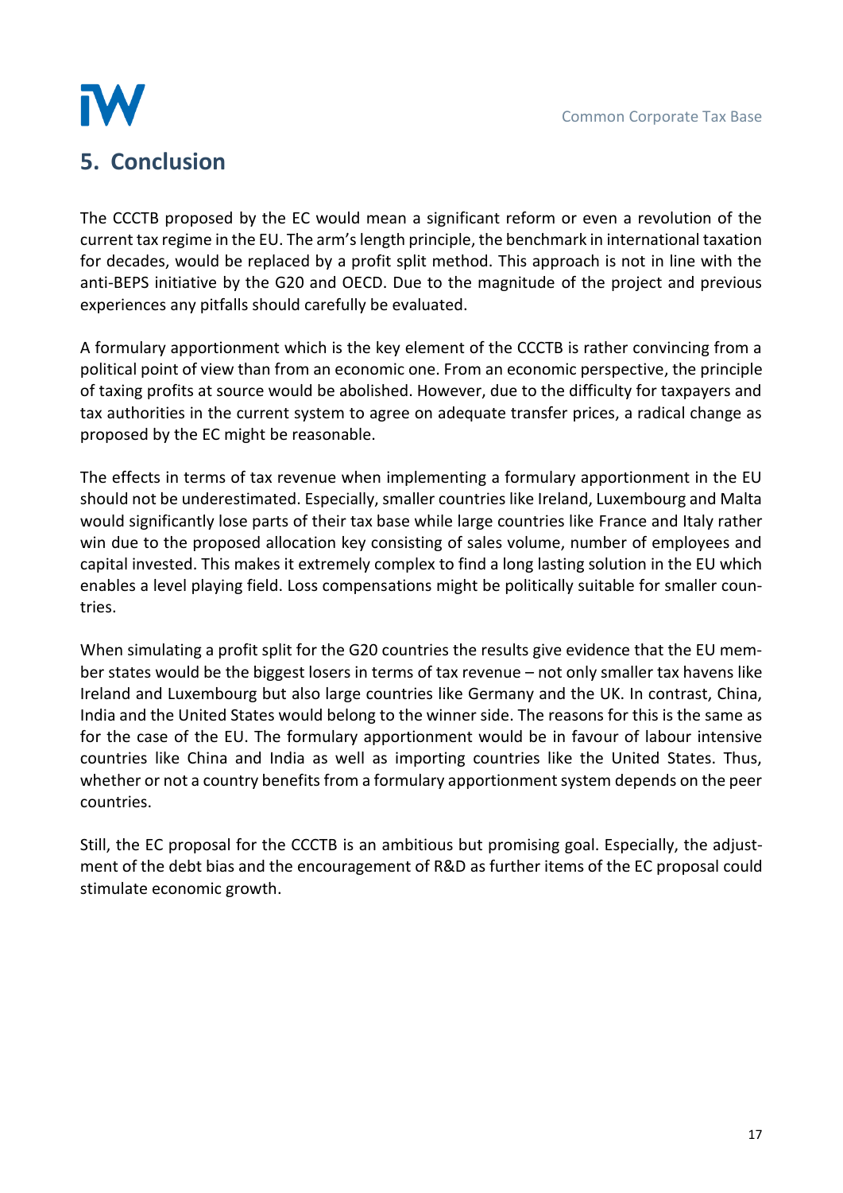## 5. Conclusion

The CCCTB proposed by the EC would mean a significant reform or even a revolution of the current tax regime in the EU. The arm's length principle, the benchmark in international taxation for decades, would be replaced by a profit split method. This approach is not in line with the anti-BEPS initiative by the G20 and OECD. Due to the magnitude of the project and previous experiences any pitfalls should carefully be evaluated.

A formulary apportionment which is the key element of the CCCTB is rather convincing from a political point of view than from an economic one. From an economic perspective, the principle of taxing profits at source would be abolished. However, due to the difficulty for taxpayers and tax authorities in the current system to agree on adequate transfer prices, a radical change as proposed by the EC might be reasonable.

The effects in terms of tax revenue when implementing a formulary apportionment in the EU should not be underestimated. Especially, smaller countries like Ireland, Luxembourg and Malta would significantly lose parts of their tax base while large countries like France and Italy rather win due to the proposed allocation key consisting of sales volume, number of employees and capital invested. This makes it extremely complex to find a long lasting solution in the EU which enables a level playing field. Loss compensations might be politically suitable for smaller countries.

When simulating a profit split for the G20 countries the results give evidence that the EU member states would be the biggest losers in terms of tax revenue – not only smaller tax havens like Ireland and Luxembourg but also large countries like Germany and the UK. In contrast, China, India and the United States would belong to the winner side. The reasons for this is the same as for the case of the EU. The formulary apportionment would be in favour of labour intensive countries like China and India as well as importing countries like the United States. Thus, whether or not a country benefits from a formulary apportionment system depends on the peer countries.

Still, the EC proposal for the CCCTB is an ambitious but promising goal. Especially, the adjustment of the debt bias and the encouragement of R&D as further items of the EC proposal could stimulate economic growth.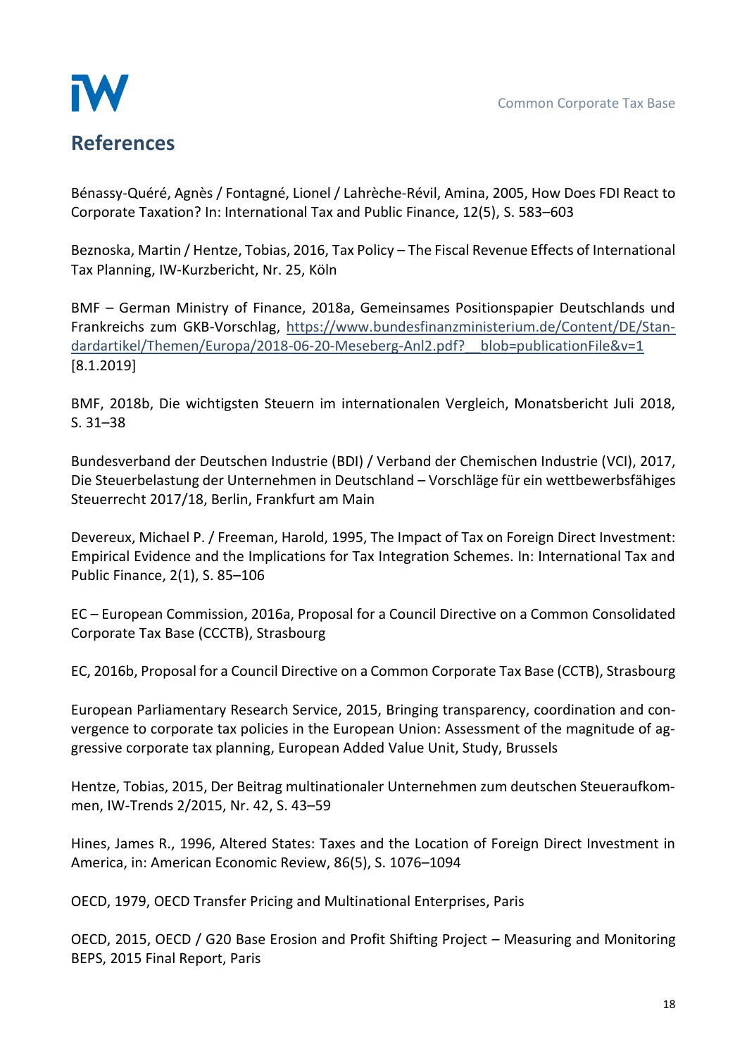## References

Bénassy-Quéré, Agnès / Fontagné, Lionel / Lahrèche-Révil, Amina, 2005, How Does FDI React to Corporate Taxation? In: International Tax and Public Finance, 12(5), S. 583–603

Beznoska, Martin / Hentze, Tobias, 2016, Tax Policy – The Fiscal Revenue Effects of International Tax Planning, IW-Kurzbericht, Nr. 25, Köln

BMF – German Ministry of Finance, 2018a, Gemeinsames Positionspapier Deutschlands und Frankreichs zum GKB-Vorschlag, https://www.bundesfinanzministerium.de/Content/DE/Standardartikel/Themen/Europa/2018-06-20-Meseberg-Anl2.pdf?__blob=publicationFile&v=1 [8.1.2019]

BMF, 2018b, Die wichtigsten Steuern im internationalen Vergleich, Monatsbericht Juli 2018, S. 31–38

Bundesverband der Deutschen Industrie (BDI) / Verband der Chemischen Industrie (VCI), 2017, Die Steuerbelastung der Unternehmen in Deutschland – Vorschläge für ein wettbewerbsfähiges Steuerrecht 2017/18, Berlin, Frankfurt am Main

Devereux, Michael P. / Freeman, Harold, 1995, The Impact of Tax on Foreign Direct Investment: Empirical Evidence and the Implications for Tax Integration Schemes. In: International Tax and Public Finance, 2(1), S. 85–106

EC – European Commission, 2016a, Proposal for a Council Directive on a Common Consolidated Corporate Tax Base (CCCTB), Strasbourg

EC, 2016b, Proposal for a Council Directive on a Common Corporate Tax Base (CCTB), Strasbourg

European Parliamentary Research Service, 2015, Bringing transparency, coordination and convergence to corporate tax policies in the European Union: Assessment of the magnitude of aggressive corporate tax planning, European Added Value Unit, Study, Brussels

Hentze, Tobias, 2015, Der Beitrag multinationaler Unternehmen zum deutschen Steueraufkommen, IW-Trends 2/2015, Nr. 42, S. 43–59

Hines, James R., 1996, Altered States: Taxes and the Location of Foreign Direct Investment in America, in: American Economic Review, 86(5), S. 1076–1094

OECD, 1979, OECD Transfer Pricing and Multinational Enterprises, Paris

OECD, 2015, OECD / G20 Base Erosion and Profit Shifting Project – Measuring and Monitoring BEPS, 2015 Final Report, Paris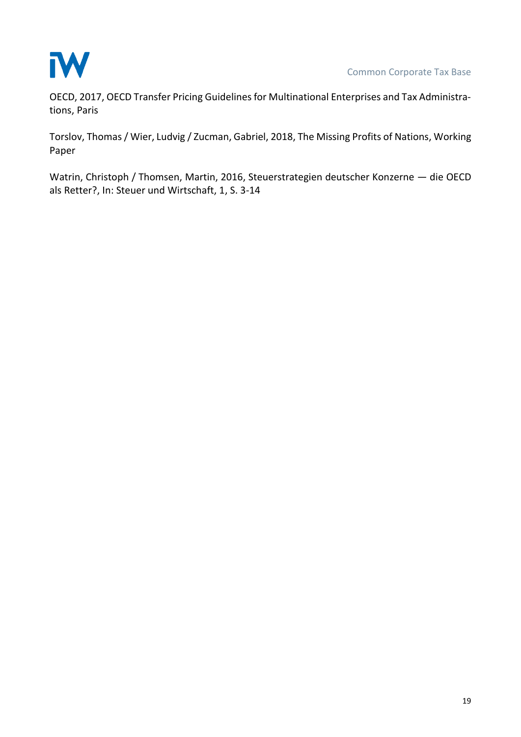OECD, 2017, OECD Transfer Pricing Guidelines for Multinational Enterprises and Tax Administrations, Paris

Torslov, Thomas / Wier, Ludvig / Zucman, Gabriel, 2018, The Missing Profits of Nations, Working Paper

Watrin, Christoph / Thomsen, Martin, 2016, Steuerstrategien deutscher Konzerne — die OECD als Retter?, In: Steuer und Wirtschaft, 1, S. 3-14